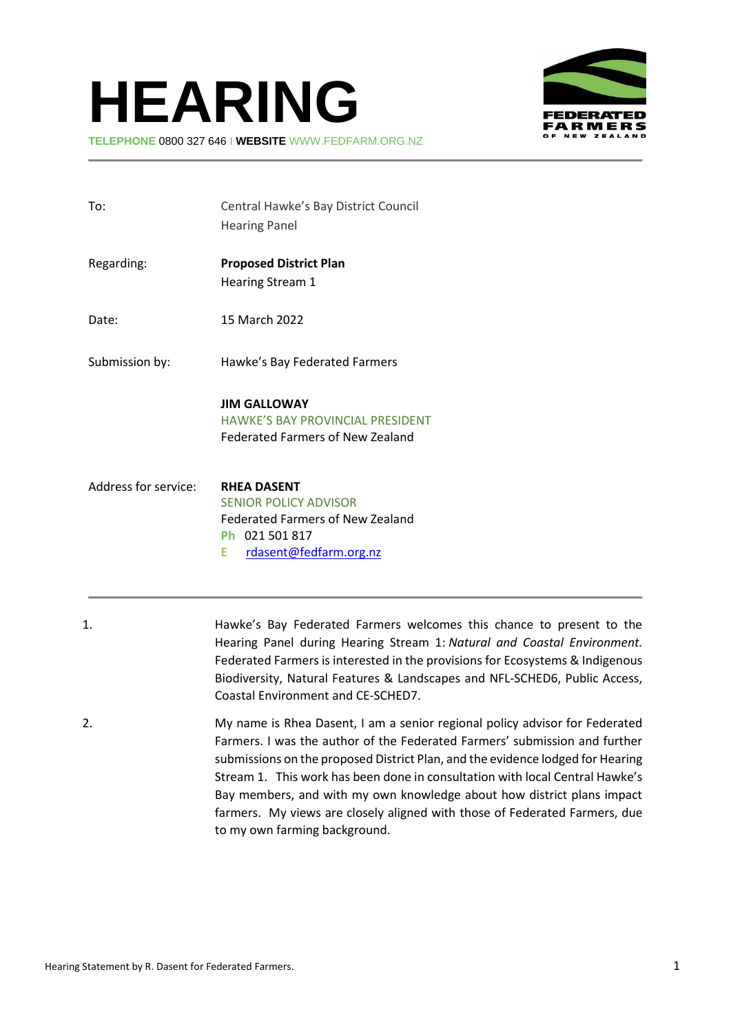# HEARING

**TELEPHONE** 0800 327 646 | **WEBSITE** WWW.FEDFARM.ORG.NZ

| | |
|---|---|
| To: | Central Hawke's Bay District Council<br>Hearing Panel |
| Regarding: | **Proposed District Plan**<br>Hearing Stream 1 |
| Date: | 15 March 2022 |
| Submission by: | Hawke's Bay Federated Farmers<br><br>**JIM GALLOWAY**<br>HAWKE'S BAY PROVINCIAL PRESIDENT<br>Federated Farmers of New Zealand |
| Address for service: | **RHEA DASENT**<br>SENIOR POLICY ADVISOR<br>Federated Farmers of New Zealand<br>Ph 021 501 817<br>E rdasent@fedfarm.org.nz |

1. Hawke's Bay Federated Farmers welcomes this chance to present to the Hearing Panel during Hearing Stream 1: *Natural and Coastal Environment.* Federated Farmers is interested in the provisions for Ecosystems & Indigenous Biodiversity, Natural Features & Landscapes and NFL-SCHED6, Public Access, Coastal Environment and CE-SCHED7.

2. My name is Rhea Dasent, I am a senior regional policy advisor for Federated Farmers. I was the author of the Federated Farmers' submission and further submissions on the proposed District Plan, and the evidence lodged for Hearing Stream 1. This work has been done in consultation with local Central Hawke's Bay members, and with my own knowledge about how district plans impact farmers. My views are closely aligned with those of Federated Farmers, due to my own farming background.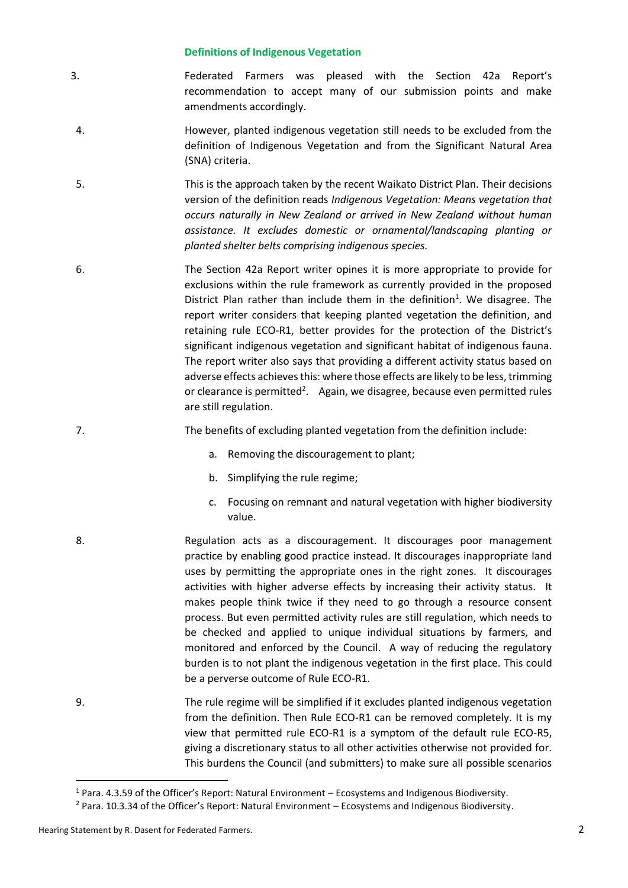### Definitions of Indigenous Vegetation

3. Federated Farmers was pleased with the Section 42a Report's recommendation to accept many of our submission points and make amendments accordingly.

4. However, planted indigenous vegetation still needs to be excluded from the definition of Indigenous Vegetation and from the Significant Natural Area (SNA) criteria.

5. This is the approach taken by the recent Waikato District Plan. Their decisions version of the definition reads *Indigenous Vegetation: Means vegetation that occurs naturally in New Zealand or arrived in New Zealand without human assistance. It excludes domestic or ornamental/landscaping planting or planted shelter belts comprising indigenous species.*

6. The Section 42a Report writer opines it is more appropriate to provide for exclusions within the rule framework as currently provided in the proposed District Plan rather than include them in the definition[1]. We disagree. The report writer considers that keeping planted vegetation the definition, and retaining rule ECO-R1, better provides for the protection of the District's significant indigenous vegetation and significant habitat of indigenous fauna. The report writer also says that providing a different activity status based on adverse effects achieves this: where those effects are likely to be less, trimming or clearance is permitted[2]. Again, we disagree, because even permitted rules are still regulation.

7. The benefits of excluding planted vegetation from the definition include:

   a. Removing the discouragement to plant;

   b. Simplifying the rule regime;

   c. Focusing on remnant and natural vegetation with higher biodiversity value.

8. Regulation acts as a discouragement. It discourages poor management practice by enabling good practice instead. It discourages inappropriate land uses by permitting the appropriate ones in the right zones. It discourages activities with higher adverse effects by increasing their activity status. It makes people think twice if they need to go through a resource consent process. But even permitted activity rules are still regulation, which needs to be checked and applied to unique individual situations by farmers, and monitored and enforced by the Council. A way of reducing the regulatory burden is to not plant the indigenous vegetation in the first place. This could be a perverse outcome of Rule ECO-R1.

9. The rule regime will be simplified if it excludes planted indigenous vegetation from the definition. Then Rule ECO-R1 can be removed completely. It is my view that permitted rule ECO-R1 is a symptom of the default rule ECO-R5, giving a discretionary status to all other activities otherwise not provided for. This burdens the Council (and submitters) to make sure all possible scenarios

[1] Para. 4.3.59 of the Officer's Report: Natural Environment – Ecosystems and Indigenous Biodiversity.

[2] Para. 10.3.34 of the Officer's Report: Natural Environment – Ecosystems and Indigenous Biodiversity.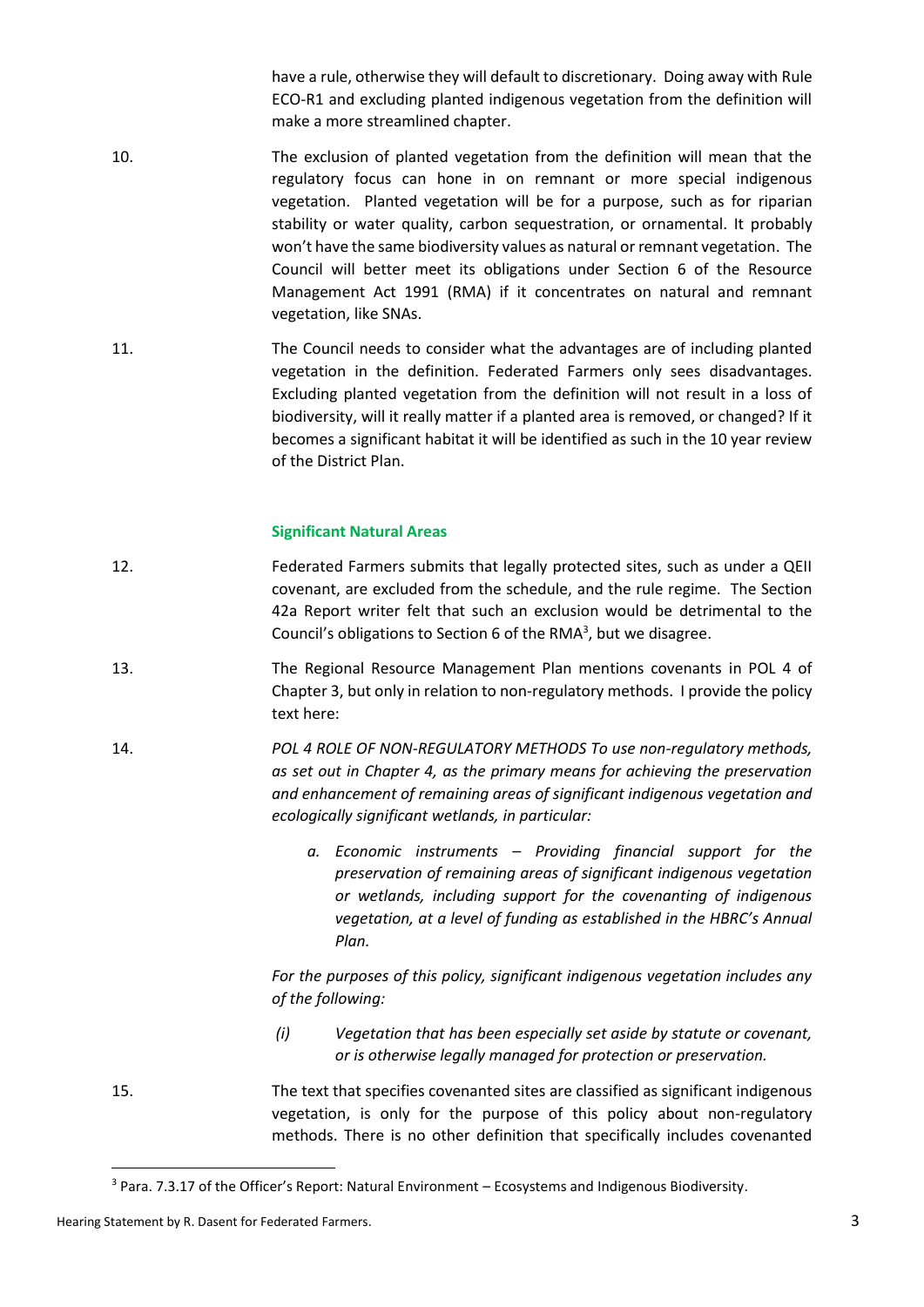have a rule, otherwise they will default to discretionary. Doing away with Rule ECO-R1 and excluding planted indigenous vegetation from the definition will make a more streamlined chapter.

10. The exclusion of planted vegetation from the definition will mean that the regulatory focus can hone in on remnant or more special indigenous vegetation. Planted vegetation will be for a purpose, such as for riparian stability or water quality, carbon sequestration, or ornamental. It probably won't have the same biodiversity values as natural or remnant vegetation. The Council will better meet its obligations under Section 6 of the Resource Management Act 1991 (RMA) if it concentrates on natural and remnant vegetation, like SNAs.

11. The Council needs to consider what the advantages are of including planted vegetation in the definition. Federated Farmers only sees disadvantages. Excluding planted vegetation from the definition will not result in a loss of biodiversity, will it really matter if a planted area is removed, or changed? If it becomes a significant habitat it will be identified as such in the 10 year review of the District Plan.

### Significant Natural Areas

12. Federated Farmers submits that legally protected sites, such as under a QEII covenant, are excluded from the schedule, and the rule regime. The Section 42a Report writer felt that such an exclusion would be detrimental to the Council's obligations to Section 6 of the RMA[3], but we disagree.

13. The Regional Resource Management Plan mentions covenants in POL 4 of Chapter 3, but only in relation to non-regulatory methods. I provide the policy text here:

14. *POL 4 ROLE OF NON-REGULATORY METHODS To use non-regulatory methods, as set out in Chapter 4, as the primary means for achieving the preservation and enhancement of remaining areas of significant indigenous vegetation and ecologically significant wetlands, in particular:*

    a. *Economic instruments – Providing financial support for the preservation of remaining areas of significant indigenous vegetation or wetlands, including support for the covenanting of indigenous vegetation, at a level of funding as established in the HBRC's Annual Plan.*

    *For the purposes of this policy, significant indigenous vegetation includes any of the following:*

    *(i) Vegetation that has been especially set aside by statute or covenant, or is otherwise legally managed for protection or preservation.*

15. The text that specifies covenanted sites are classified as significant indigenous vegetation, is only for the purpose of this policy about non-regulatory methods. There is no other definition that specifically includes covenanted

[3] Para. 7.3.17 of the Officer's Report: Natural Environment – Ecosystems and Indigenous Biodiversity.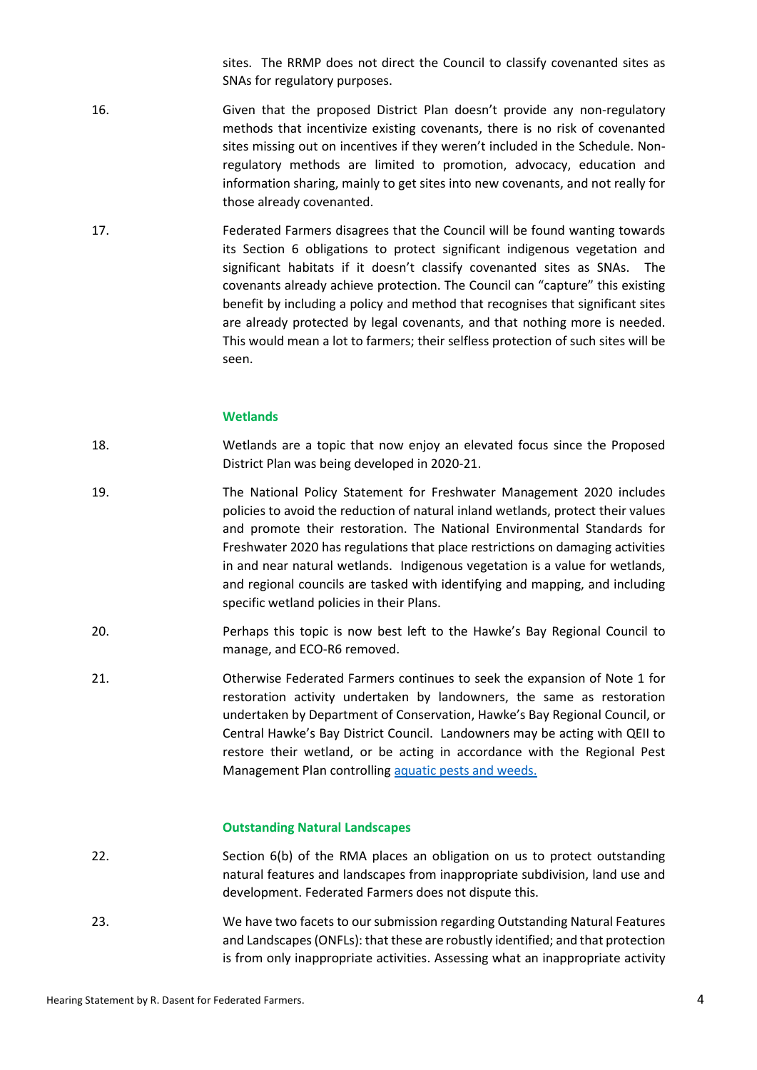sites. The RRMP does not direct the Council to classify covenanted sites as SNAs for regulatory purposes.

16. Given that the proposed District Plan doesn't provide any non-regulatory methods that incentivize existing covenants, there is no risk of covenanted sites missing out on incentives if they weren't included in the Schedule. Non-regulatory methods are limited to promotion, advocacy, education and information sharing, mainly to get sites into new covenants, and not really for those already covenanted.

17. Federated Farmers disagrees that the Council will be found wanting towards its Section 6 obligations to protect significant indigenous vegetation and significant habitats if it doesn't classify covenanted sites as SNAs. The covenants already achieve protection. The Council can "capture" this existing benefit by including a policy and method that recognises that significant sites are already protected by legal covenants, and that nothing more is needed. This would mean a lot to farmers; their selfless protection of such sites will be seen.

### Wetlands

18. Wetlands are a topic that now enjoy an elevated focus since the Proposed District Plan was being developed in 2020-21.

19. The National Policy Statement for Freshwater Management 2020 includes policies to avoid the reduction of natural inland wetlands, protect their values and promote their restoration. The National Environmental Standards for Freshwater 2020 has regulations that place restrictions on damaging activities in and near natural wetlands. Indigenous vegetation is a value for wetlands, and regional councils are tasked with identifying and mapping, and including specific wetland policies in their Plans.

20. Perhaps this topic is now best left to the Hawke's Bay Regional Council to manage, and ECO-R6 removed.

21. Otherwise Federated Farmers continues to seek the expansion of Note 1 for restoration activity undertaken by landowners, the same as restoration undertaken by Department of Conservation, Hawke's Bay Regional Council, or Central Hawke's Bay District Council. Landowners may be acting with QEII to restore their wetland, or be acting in accordance with the Regional Pest Management Plan controlling aquatic pests and weeds.

### Outstanding Natural Landscapes

22. Section 6(b) of the RMA places an obligation on us to protect outstanding natural features and landscapes from inappropriate subdivision, land use and development. Federated Farmers does not dispute this.

23. We have two facets to our submission regarding Outstanding Natural Features and Landscapes (ONFLs): that these are robustly identified; and that protection is from only inappropriate activities. Assessing what an inappropriate activity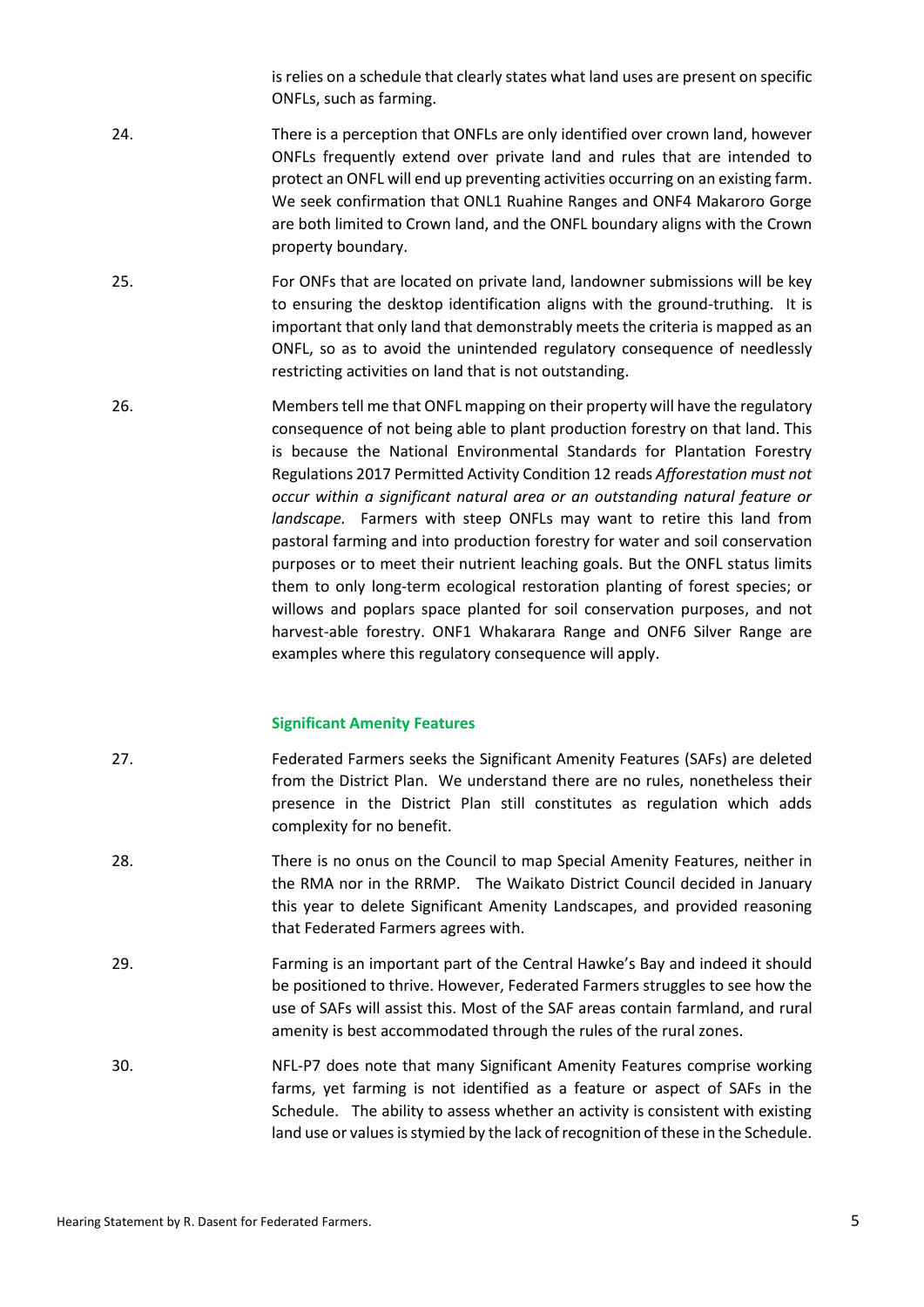is relies on a schedule that clearly states what land uses are present on specific ONFLs, such as farming.

24. There is a perception that ONFLs are only identified over crown land, however ONFLs frequently extend over private land and rules that are intended to protect an ONFL will end up preventing activities occurring on an existing farm. We seek confirmation that ONL1 Ruahine Ranges and ONF4 Makaroro Gorge are both limited to Crown land, and the ONFL boundary aligns with the Crown property boundary.

25. For ONFs that are located on private land, landowner submissions will be key to ensuring the desktop identification aligns with the ground-truthing. It is important that only land that demonstrably meets the criteria is mapped as an ONFL, so as to avoid the unintended regulatory consequence of needlessly restricting activities on land that is not outstanding.

26. Members tell me that ONFL mapping on their property will have the regulatory consequence of not being able to plant production forestry on that land. This is because the National Environmental Standards for Plantation Forestry Regulations 2017 Permitted Activity Condition 12 reads *Afforestation must not occur within a significant natural area or an outstanding natural feature or landscape.* Farmers with steep ONFLs may want to retire this land from pastoral farming and into production forestry for water and soil conservation purposes or to meet their nutrient leaching goals. But the ONFL status limits them to only long-term ecological restoration planting of forest species; or willows and poplars space planted for soil conservation purposes, and not harvest-able forestry. ONF1 Whakarara Range and ONF6 Silver Range are examples where this regulatory consequence will apply.

### Significant Amenity Features

27. Federated Farmers seeks the Significant Amenity Features (SAFs) are deleted from the District Plan. We understand there are no rules, nonetheless their presence in the District Plan still constitutes as regulation which adds complexity for no benefit.

28. There is no onus on the Council to map Special Amenity Features, neither in the RMA nor in the RRMP. The Waikato District Council decided in January this year to delete Significant Amenity Landscapes, and provided reasoning that Federated Farmers agrees with.

29. Farming is an important part of the Central Hawke's Bay and indeed it should be positioned to thrive. However, Federated Farmers struggles to see how the use of SAFs will assist this. Most of the SAF areas contain farmland, and rural amenity is best accommodated through the rules of the rural zones.

30. NFL-P7 does note that many Significant Amenity Features comprise working farms, yet farming is not identified as a feature or aspect of SAFs in the Schedule. The ability to assess whether an activity is consistent with existing land use or values is stymied by the lack of recognition of these in the Schedule.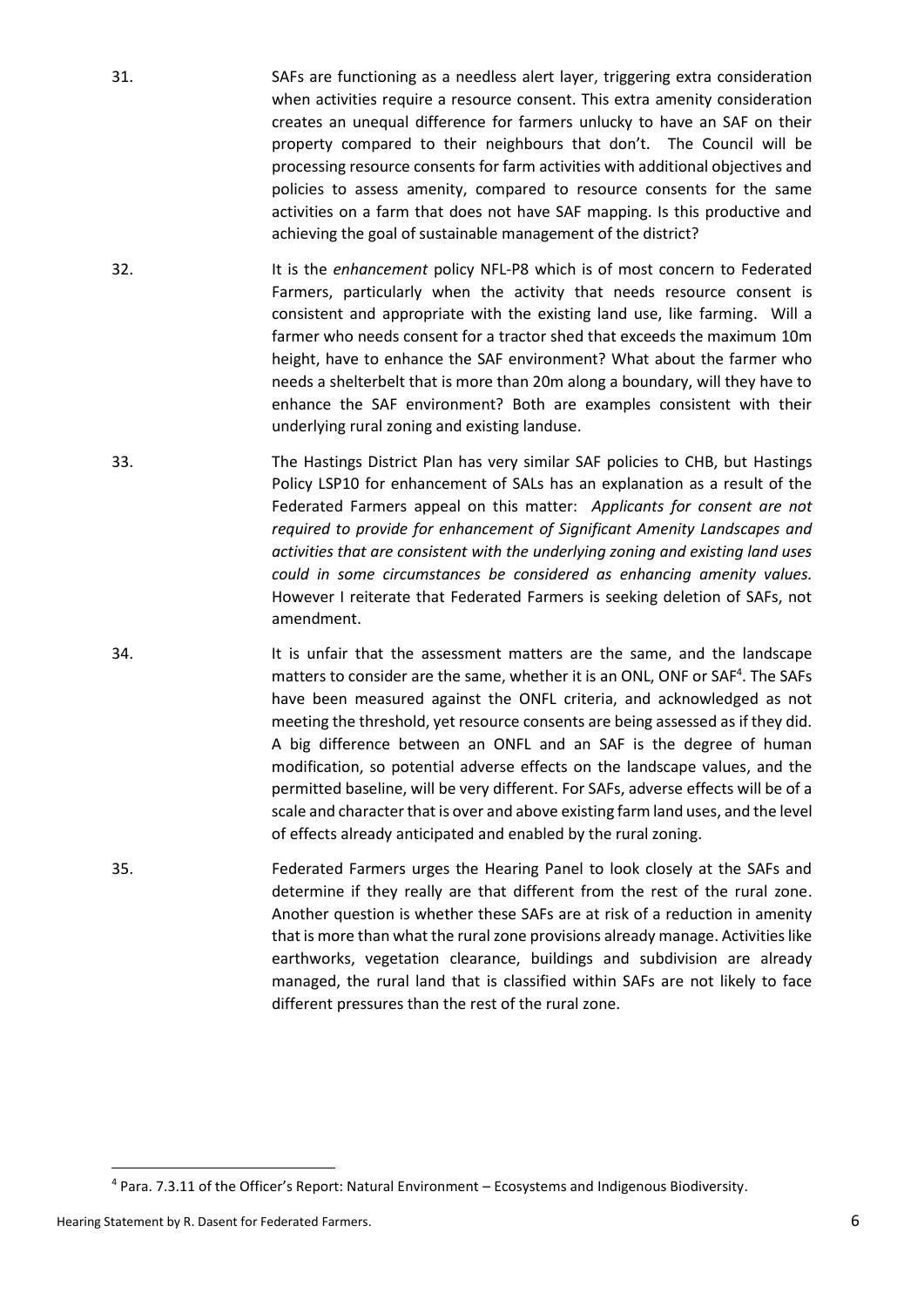31. SAFs are functioning as a needless alert layer, triggering extra consideration when activities require a resource consent. This extra amenity consideration creates an unequal difference for farmers unlucky to have an SAF on their property compared to their neighbours that don't. The Council will be processing resource consents for farm activities with additional objectives and policies to assess amenity, compared to resource consents for the same activities on a farm that does not have SAF mapping. Is this productive and achieving the goal of sustainable management of the district?

32. It is the *enhancement* policy NFL-P8 which is of most concern to Federated Farmers, particularly when the activity that needs resource consent is consistent and appropriate with the existing land use, like farming. Will a farmer who needs consent for a tractor shed that exceeds the maximum 10m height, have to enhance the SAF environment? What about the farmer who needs a shelterbelt that is more than 20m along a boundary, will they have to enhance the SAF environment? Both are examples consistent with their underlying rural zoning and existing landuse.

33. The Hastings District Plan has very similar SAF policies to CHB, but Hastings Policy LSP10 for enhancement of SALs has an explanation as a result of the Federated Farmers appeal on this matter: *Applicants for consent are not required to provide for enhancement of Significant Amenity Landscapes and activities that are consistent with the underlying zoning and existing land uses could in some circumstances be considered as enhancing amenity values.* However I reiterate that Federated Farmers is seeking deletion of SAFs, not amendment.

34. It is unfair that the assessment matters are the same, and the landscape matters to consider are the same, whether it is an ONL, ONF or SAF[4]. The SAFs have been measured against the ONFL criteria, and acknowledged as not meeting the threshold, yet resource consents are being assessed as if they did. A big difference between an ONFL and an SAF is the degree of human modification, so potential adverse effects on the landscape values, and the permitted baseline, will be very different. For SAFs, adverse effects will be of a scale and character that is over and above existing farm land uses, and the level of effects already anticipated and enabled by the rural zoning.

35. Federated Farmers urges the Hearing Panel to look closely at the SAFs and determine if they really are that different from the rest of the rural zone. Another question is whether these SAFs are at risk of a reduction in amenity that is more than what the rural zone provisions already manage. Activities like earthworks, vegetation clearance, buildings and subdivision are already managed, the rural land that is classified within SAFs are not likely to face different pressures than the rest of the rural zone.

---

[4] Para. 7.3.11 of the Officer's Report: Natural Environment – Ecosystems and Indigenous Biodiversity.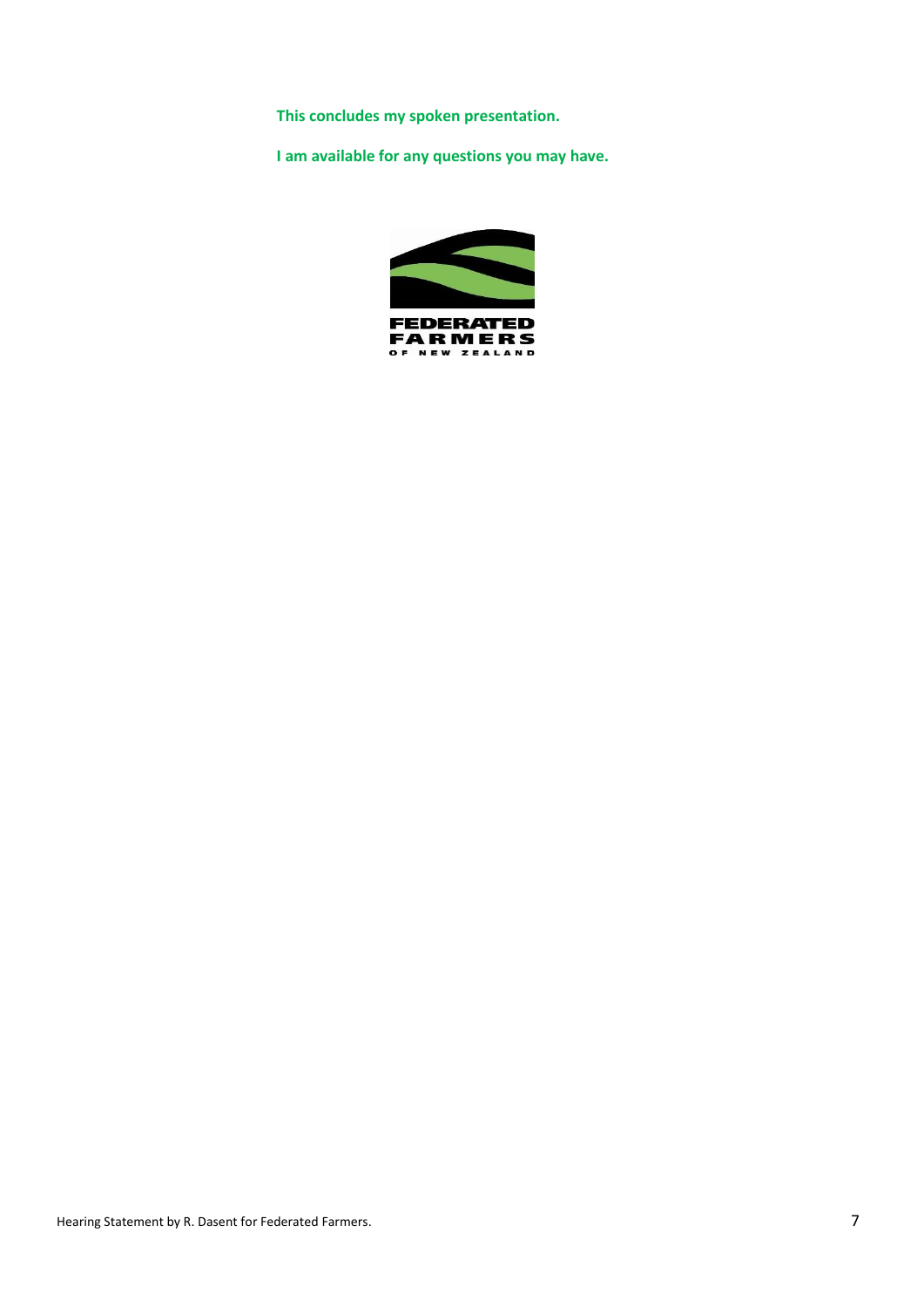**This concludes my spoken presentation.**

**I am available for any questions you may have.**